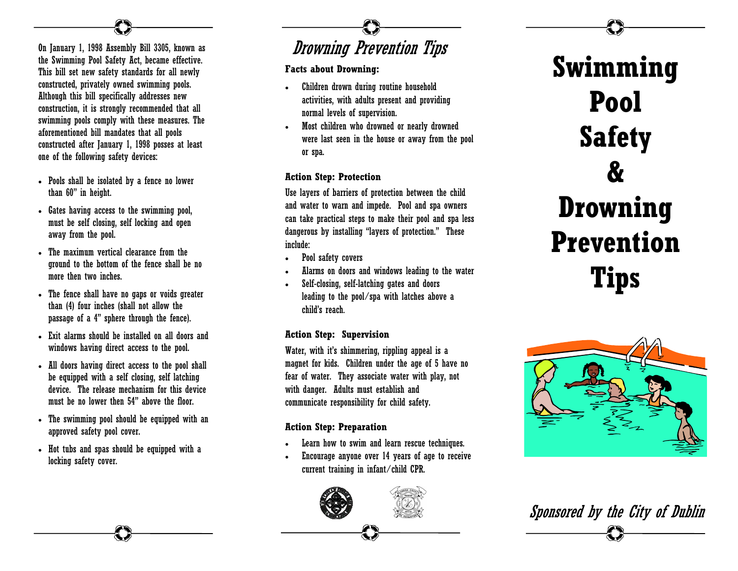On January 1, 1998 Assembly Bill 3305, known as the Swimming Pool Safety Act, became effective. This bill set new safety standards for all newly constructed, privately owned swimming pools. Although this bill specifically addresses new construction, it is strongly recommended that all swimming pools comply with these measures. The aforementioned bill mandates that all pools constructed after January 1, 1998 posses at least one of the following safety devices:

- Pools shall be isolated by a fence no lower than 60" in height.
- Gates having access to the swimming pool, must be self closing, self locking and open away from the pool.
- The maximum vertical clearance from the ground to the bottom of the fence shall be no more then two inches.
- The fence shall have no gaps or voids greater than (4) four inches (shall not allow the passage of a 4" sphere through the fence).
- Exit alarms should be installed on all doors and windows having direct access to the pool.
- All doors having direct access to the pool shall be equipped with a self closing, self latching device. The release mechanism for this device must be no lower then 54" above the floor.
- The swimming pool should be equipped with an approved safety pool cover.
- Hot tubs and spas should be equipped with a locking safety cover.

## *Drowning Prevention Tips*

**Facts about Drowning:**

- Children drown during routine household activities, with adults present and providing normal levels of supervision.
- Most children who drowned or nearly drowned were last seen in the house or away from the pool or spa.

**Action Step: Protection**

Use layers of barriers of protection between the child and water to warn and impede. Pool and spa owners can take practical steps to make their pool and spa less dangerous by installing "layers of protection." These include:

- Pool safety covers
- Alarms on doors and windows leading to the water
- Self-closing, self-latching gates and doors leading to the pool/spa with latches above a child's reach.

**Action Step: Supervision**

Water, with it's shimmering, rippling appeal is a magnet for kids. Children under the age of 5 have no fear of water. They associate water with play, not with danger. Adults must establish and communicate responsibility for child safety.

**Action Step: Preparation**

- Learn how to swim and learn rescue techniques.
- Encourage anyone over 14 years of age to receive current training in infant/child CPR.

# Swimming Pool Safety & Drowning Prevention Tips

*Sponsored by the City of Dublin*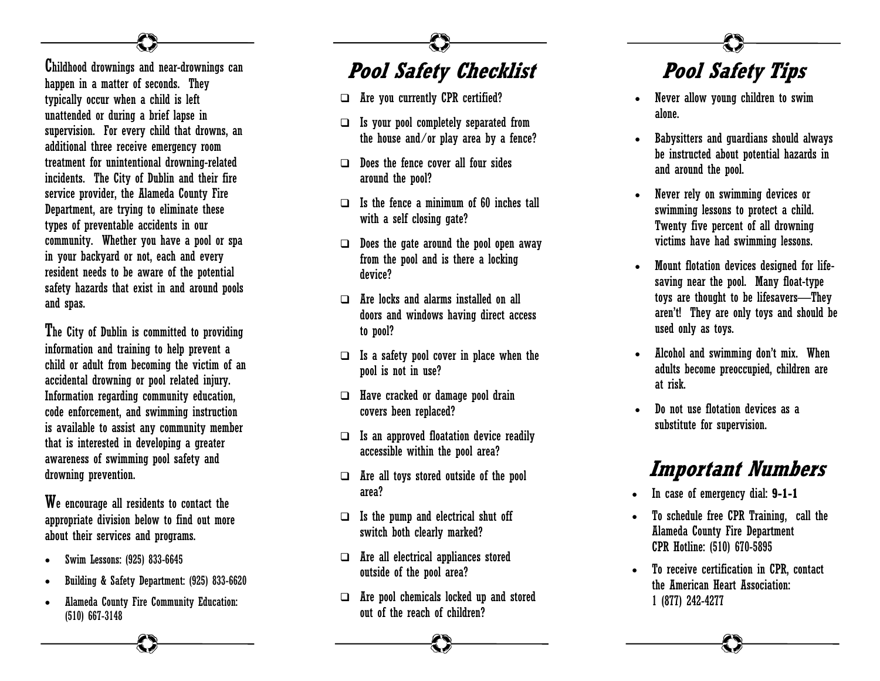Childhood drownings and near-drownings can happen in a matter of seconds. They typically occur when a child is left unattended or during a brief lapse in supervision. For every child that drowns, an additional three receive emergency room treatment for unintentional drowning-related incidents. The City of Dublin and their fire service provider, the Alameda County Fire Department, are trying to eliminate these types of preventable accidents in our community. Whether you have a pool or spa in your backyard or not, each and every resident needs to be aware of the potential safety hazards that exist in and around pools and spas.

The City of Dublin is committed to providing information and training to help prevent a child or adult from becoming the victim of an accidental drowning or pool related injury. Information regarding community education, code enforcement, and swimming instruction is available to assist any community member that is interested in developing a greater awareness of swimming pool safety and drowning prevention.

We encourage all residents to contact the appropriate division below to find out more about their services and programs.

- Swim Lessons: (925) 833-6645
- Building & Safety Department: (925) 833-6620
- Alameda County Fire Community Education: (510) 667-3148

# Pool Safety Checklist

- [ ] Are you currently CPR certified?
- [ ] Is your pool completely separated from the house and/or play area by a fence?
- [ ] Does the fence cover all four sides around the pool?
- [ ] Is the fence a minimum of 60 inches tall with a self closing gate?
- [ ] Does the gate around the pool open away from the pool and is there a locking device?
- [ ] Are locks and alarms installed on all doors and windows having direct access to pool?
- [ ] Is a safety pool cover in place when the pool is not in use?
- [ ] Have cracked or damage pool drain covers been replaced?
- [ ] Is an approved floatation device readily accessible within the pool area?
- [ ] Are all toys stored outside of the pool area?
- [ ] Is the pump and electrical shut off switch both clearly marked?
- [ ] Are all electrical appliances stored outside of the pool area?
- [ ] Are pool chemicals locked up and stored out of the reach of children?

# Pool Safety Tips

- Never allow young children to swim alone.
- Babysitters and guardians should always be instructed about potential hazards in and around the pool.
- Never rely on swimming devices or swimming lessons to protect a child. Twenty five percent of all drowning victims have had swimming lessons.
- Mount flotation devices designed for life-saving near the pool. Many float-type toys are thought to be lifesavers—They aren't! They are only toys and should be used only as toys.
- Alcohol and swimming don't mix. When adults become preoccupied, children are at risk.
- Do not use flotation devices as a substitute for supervision.

# Important Numbers

- In case of emergency dial: **9-1-1**
- To schedule free CPR Training, call the Alameda County Fire Department CPR Hotline: (510) 670-5895
- To receive certification in CPR, contact the American Heart Association: 1 (877) 242-4277